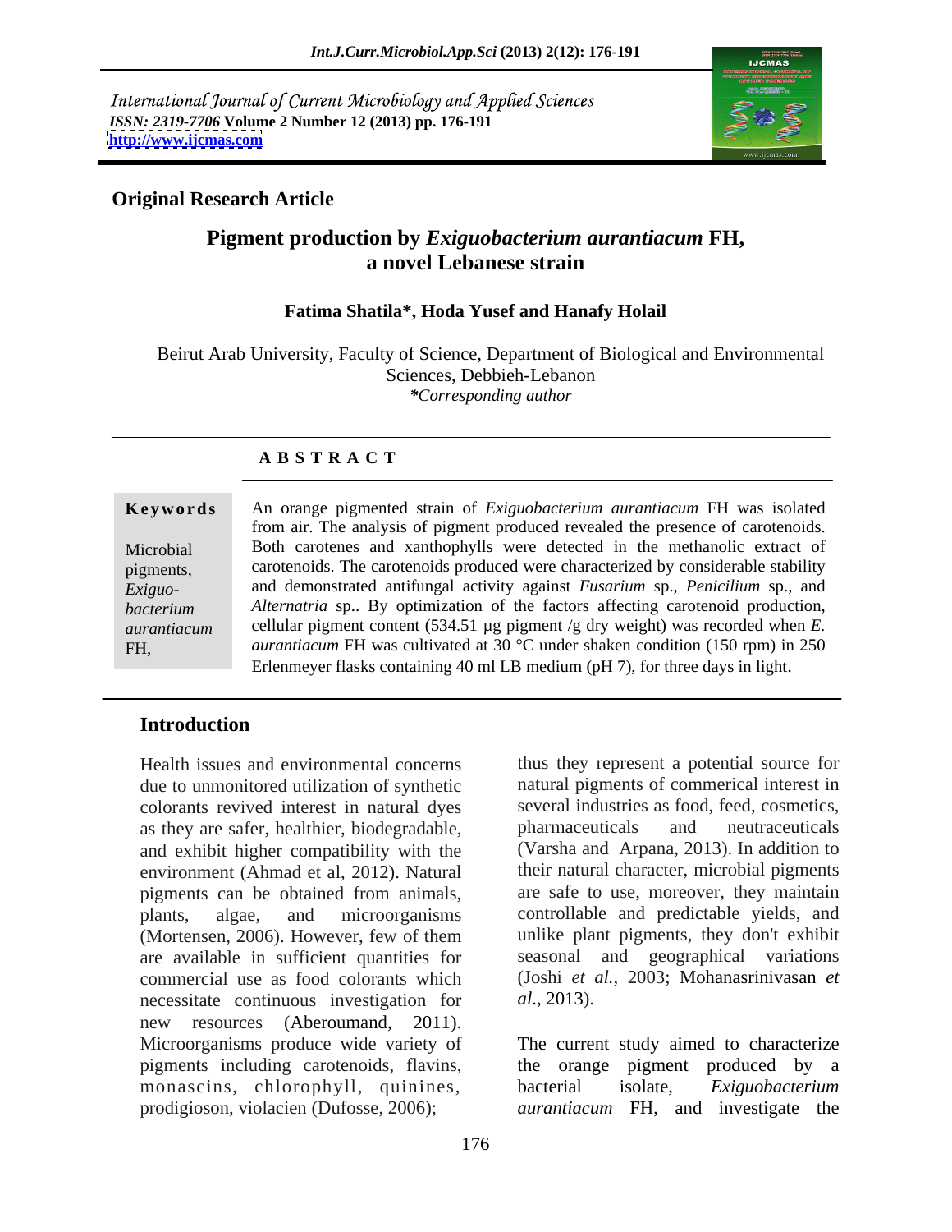International Journal of Current Microbiology and Applied Sciences
*ISSN: 2319-7706* **Volume 2 Number 12 (2013) pp. 176-191**
**http://www.ijcmas.com**

**Original Research Article**

# Pigment production by *Exiguobacterium aurantiacum* FH, a novel Lebanese strain

**Fatima Shatila\*, Hoda Yusef and Hanafy Holail**

Beirut Arab University, Faculty of Science, Department of Biological and Environmental Sciences, Debbieh-Lebanon
*\*Corresponding author*

## A B S T R A C T

**Keywords**

Microbial pigments, *Exiguo-bacterium aurantiacum* FH,

An orange pigmented strain of *Exiguobacterium aurantiacum* FH was isolated from air. The analysis of pigment produced revealed the presence of carotenoids. Both carotenes and xanthophylls were detected in the methanolic extract of carotenoids. The carotenoids produced were characterized by considerable stability and demonstrated antifungal activity against *Fusarium* sp., *Penicilium* sp., and *Alternatria* sp.. By optimization of the factors affecting carotenoid production, cellular pigment content (534.51 µg pigment /g dry weight) was recorded when *E. aurantiacum* FH was cultivated at 30 °C under shaken condition (150 rpm) in 250 Erlenmeyer flasks containing 40 ml LB medium (pH 7), for three days in light.

## Introduction

Health issues and environmental concerns due to unmonitored utilization of synthetic colorants revived interest in natural dyes as they are safer, healthier, biodegradable, and exhibit higher compatibility with the environment (Ahmad et al, 2012). Natural pigments can be obtained from animals, plants, algae, and microorganisms (Mortensen, 2006). However, few of them are available in sufficient quantities for commercial use as food colorants which necessitate continuous investigation for new resources (Aberoumand, 2011). Microorganisms produce wide variety of pigments including carotenoids, flavins, monascins, chlorophyll, quinines, prodigioson, violacien (Dufosse, 2006); thus they represent a potential source for natural pigments of commerical interest in several industries as food, feed, cosmetics, pharmaceuticals and neutraceuticals (Varsha and Arpana, 2013). In addition to their natural character, microbial pigments are safe to use, moreover, they maintain controllable and predictable yields, and unlike plant pigments, they don't exhibit seasonal and geographical variations (Joshi *et al.*, 2003; Mohanasrinivasan *et al*., 2013).

The current study aimed to characterize the orange pigment produced by a bacterial isolate, *Exiguobacterium aurantiacum* FH, and investigate the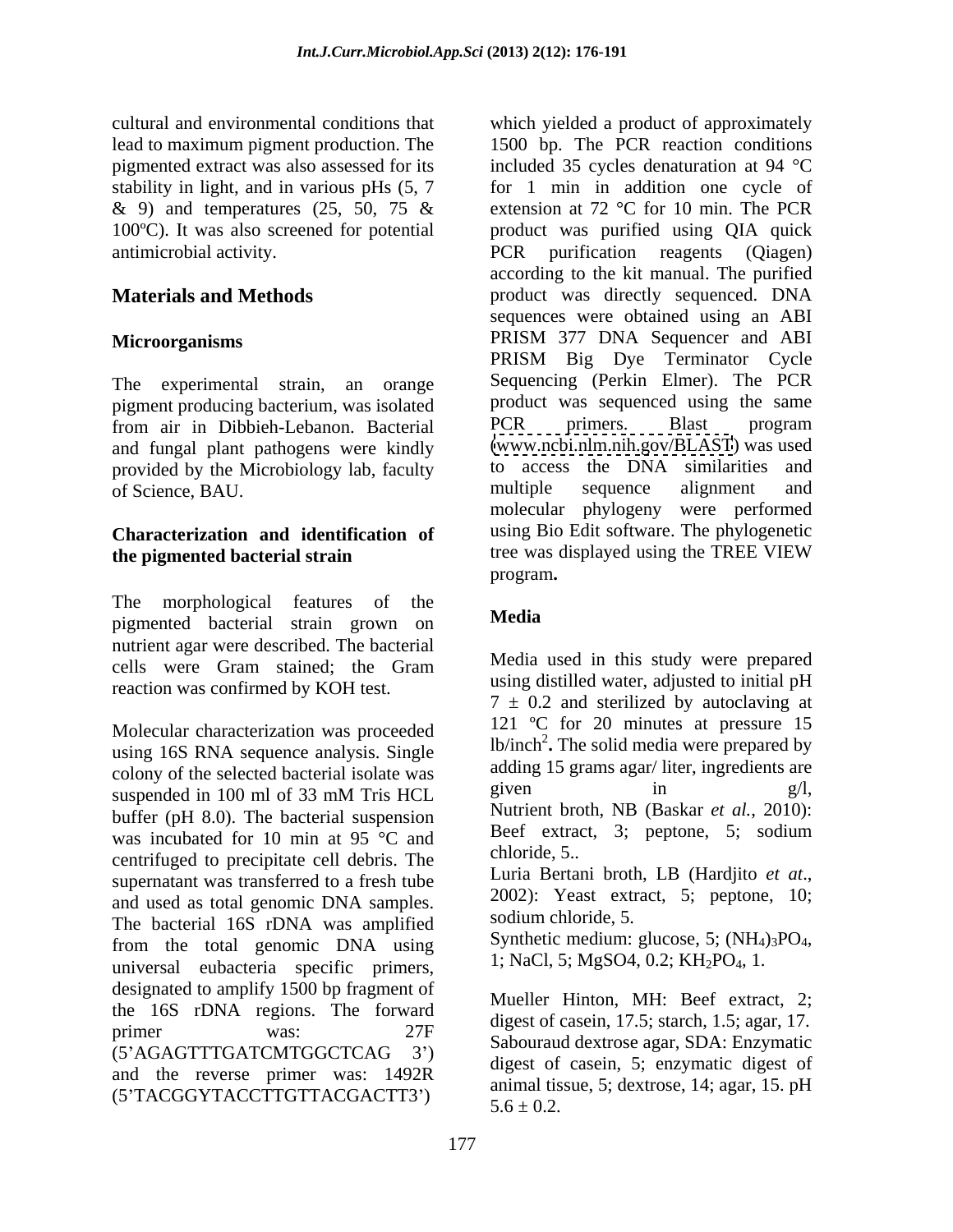cultural and environmental conditions that lead to maximum pigment production. The pigmented extract was also assessed for its stability in light, and in various pHs (5, 7 & 9) and temperatures (25, 50, 75 & 100ºC). It was also screened for potential antimicrobial activity.

## Materials and Methods

### Microorganisms

The experimental strain, an orange pigment producing bacterium, was isolated from air in Dibbieh-Lebanon. Bacterial and fungal plant pathogens were kindly provided by the Microbiology lab, faculty of Science, BAU.

### Characterization and identification of the pigmented bacterial strain

The morphological features of the pigmented bacterial strain grown on nutrient agar were described. The bacterial cells were Gram stained; the Gram reaction was confirmed by KOH test.

Molecular characterization was proceeded using 16S RNA sequence analysis. Single colony of the selected bacterial isolate was suspended in 100 ml of 33 mM Tris HCL buffer (pH 8.0). The bacterial suspension was incubated for 10 min at 95 °C and centrifuged to precipitate cell debris. The supernatant was transferred to a fresh tube and used as total genomic DNA samples. The bacterial 16S rDNA was amplified from the total genomic DNA using universal eubacteria specific primers, designated to amplify 1500 bp fragment of the 16S rDNA regions. The forward primer was: 27F (5'AGAGTTTGATCMTGGCTCAG 3') and the reverse primer was: 1492R (5'TACGGYTACCTTGTTACGACTT3') which yielded a product of approximately 1500 bp. The PCR reaction conditions included 35 cycles denaturation at 94 °C for 1 min in addition one cycle of extension at 72 °C for 10 min. The PCR product was purified using QIA quick PCR purification reagents (Qiagen) according to the kit manual. The purified product was directly sequenced. DNA sequences were obtained using an ABI PRISM 377 DNA Sequencer and ABI PRISM Big Dye Terminator Cycle Sequencing (Perkin Elmer). The PCR product was sequenced using the same PCR primers. Blast program (www.ncbi.nlm.nih.gov/BLAST) was used to access the DNA similarities and multiple sequence alignment and molecular phylogeny were performed using Bio Edit software. The phylogenetic tree was displayed using the TREE VIEW program**.**

### Media

Media used in this study were prepared using distilled water, adjusted to initial pH 7 ± 0.2 and sterilized by autoclaving at 121 ºC for 20 minutes at pressure 15 lb/inch$^2$**.** The solid media were prepared by adding 15 grams agar/ liter, ingredients are given in g/l,

Nutrient broth, NB (Baskar *et al.*, 2010): Beef extract, 3; peptone, 5; sodium chloride, 5..

Luria Bertani broth, LB (Hardjito *et at*., 2002): Yeast extract, 5; peptone, 10; sodium chloride, 5.

Synthetic medium: glucose, 5; $(NH_4)_3PO_4$, 1; NaCl, 5; MgSO4, 0.2; $KH_2PO_4$, 1.

Mueller Hinton, MH: Beef extract, 2; digest of casein, 17.5; starch, 1.5; agar, 17.

Sabouraud dextrose agar, SDA: Enzymatic digest of casein, 5; enzymatic digest of animal tissue, 5; dextrose, 14; agar, 15. pH 5.6 ± 0.2.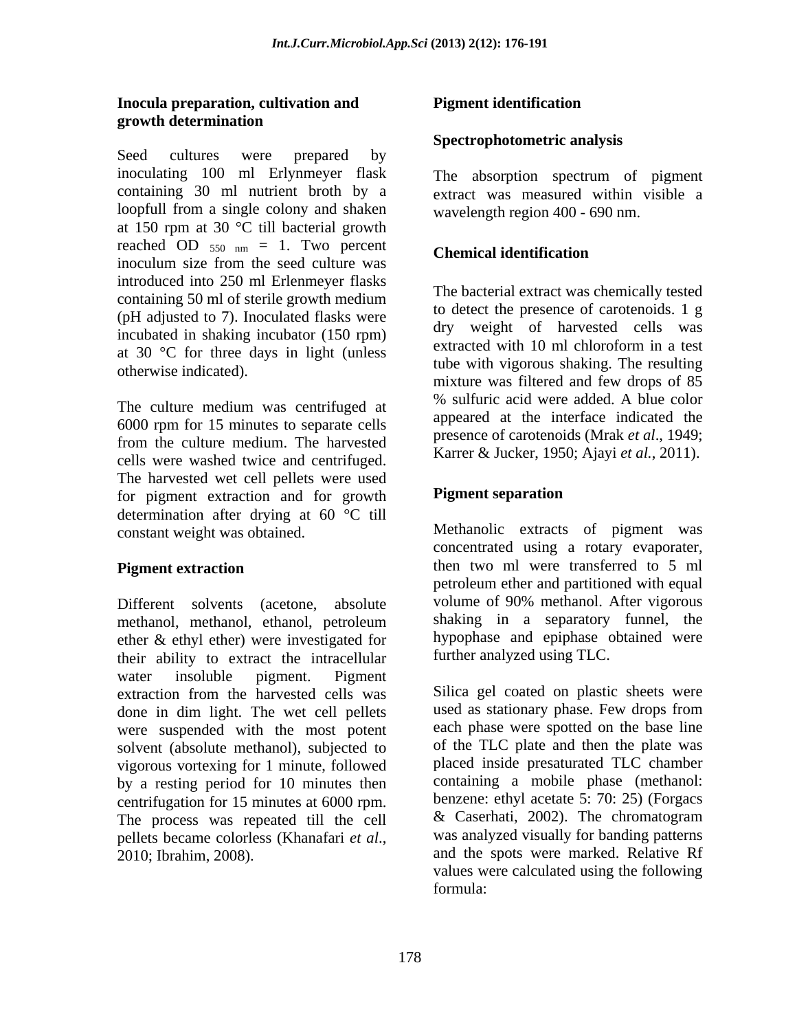### Inocula preparation, cultivation and growth determination

Seed cultures were prepared by inoculating 100 ml Erlynmeyer flask containing 30 ml nutrient broth by a loopfull from a single colony and shaken at 150 rpm at 30 °C till bacterial growth reached OD $_{550\ nm}$ = 1. Two percent inoculum size from the seed culture was introduced into 250 ml Erlenmeyer flasks containing 50 ml of sterile growth medium (pH adjusted to 7). Inoculated flasks were incubated in shaking incubator (150 rpm) at 30 °C for three days in light (unless otherwise indicated).

The culture medium was centrifuged at 6000 rpm for 15 minutes to separate cells from the culture medium. The harvested cells were washed twice and centrifuged. The harvested wet cell pellets were used for pigment extraction and for growth determination after drying at 60 °C till constant weight was obtained.

### Pigment extraction

Different solvents (acetone, absolute methanol, methanol, ethanol, petroleum ether & ethyl ether) were investigated for their ability to extract the intracellular water insoluble pigment. Pigment extraction from the harvested cells was done in dim light. The wet cell pellets were suspended with the most potent solvent (absolute methanol), subjected to vigorous vortexing for 1 minute, followed by a resting period for 10 minutes then centrifugation for 15 minutes at 6000 rpm. The process was repeated till the cell pellets became colorless (Khanafari *et al*., 2010; Ibrahim, 2008).

### Pigment identification

#### Spectrophotometric analysis

The absorption spectrum of pigment extract was measured within visible a wavelength region 400 - 690 nm.

#### Chemical identification

The bacterial extract was chemically tested to detect the presence of carotenoids. 1 g dry weight of harvested cells was extracted with 10 ml chloroform in a test tube with vigorous shaking. The resulting mixture was filtered and few drops of 85 % sulfuric acid were added. A blue color appeared at the interface indicated the presence of carotenoids (Mrak *et al*., 1949; Karrer & Jucker, 1950; Ajayi *et al.*, 2011).

### Pigment separation

Methanolic extracts of pigment was concentrated using a rotary evaporater, then two ml were transferred to 5 ml petroleum ether and partitioned with equal volume of 90% methanol. After vigorous shaking in a separatory funnel, the hypophase and epiphase obtained were further analyzed using TLC.

Silica gel coated on plastic sheets were used as stationary phase. Few drops from each phase were spotted on the base line of the TLC plate and then the plate was placed inside presaturated TLC chamber containing a mobile phase (methanol: benzene: ethyl acetate 5: 70: 25) (Forgacs & Caserhati, 2002). The chromatogram was analyzed visually for banding patterns and the spots were marked. Relative Rf values were calculated using the following formula: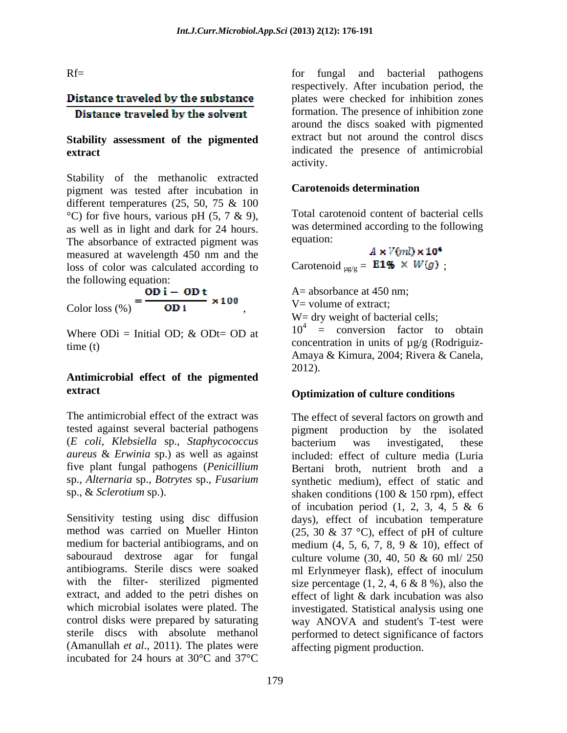$$Rf = \frac{\text{Distance traveled by the substance}}{\text{Distance traveled by the solvent}}$$

### Stability assessment of the pigmented extract

Stability of the methanolic extracted pigment was tested after incubation in different temperatures (25, 50, 75 & 100 °C) for five hours, various pH (5, 7 & 9), as well as in light and dark for 24 hours. The absorbance of extracted pigment was measured at wavelength 450 nm and the loss of color was calculated according to the following equation:

$$\text{Color loss (\%)} = \frac{OD\,i - OD\,t}{OD\,i} \times 100,$$

Where ODi = Initial OD; & ODt= OD at time (t)

### Antimicrobial effect of the pigmented extract

The antimicrobial effect of the extract was tested against several bacterial pathogens (*E coli*, *Klebsiella* sp., *Staphycococcus aureus* & *Erwinia* sp.) as well as against five plant fungal pathogens (*Penicillium* sp., *Alternaria* sp., *Botrytes* sp., *Fusarium* sp., & *Sclerotium* sp.).

Sensitivity testing using disc diffusion method was carried on Mueller Hinton medium for bacterial antibiograms, and on sabouraud dextrose agar for fungal antibiograms. Sterile discs were soaked with the filter- sterilized pigmented extract, and added to the petri dishes on which microbial isolates were plated. The control disks were prepared by saturating sterile discs with absolute methanol (Amanullah *et al*., 2011). The plates were incubated for 24 hours at 30°C and 37°C for fungal and bacterial pathogens respectively. After incubation period, the plates were checked for inhibition zones formation. The presence of inhibition zone around the discs soaked with pigmented extract but not around the control discs indicated the presence of antimicrobial activity.

### Carotenoids determination

Total carotenoid content of bacterial cells was determined according to the following equation:

$$\text{Carotenoid}_{\mu g/g} = \frac{A \times V(ml) \times 10^4}{E1\% \times W(g)};$$

A= absorbance at 450 nm;
V= volume of extract;
W= dry weight of bacterial cells;
$10^4$ = conversion factor to obtain concentration in units of µg/g (Rodriguiz-Amaya & Kimura, 2004; Rivera & Canela, 2012).

### Optimization of culture conditions

The effect of several factors on growth and pigment production by the isolated bacterium was investigated, these included: effect of culture media (Luria Bertani broth, nutrient broth and a synthetic medium), effect of static and shaken conditions (100 & 150 rpm), effect of incubation period (1, 2, 3, 4, 5 & 6 days), effect of incubation temperature (25, 30 & 37 °C), effect of pH of culture medium (4, 5, 6, 7, 8, 9 & 10), effect of culture volume (30, 40, 50 & 60 ml/ 250 ml Erlynmeyer flask), effect of inoculum size percentage (1, 2, 4, 6 & 8 %), also the effect of light & dark incubation was also investigated. Statistical analysis using one way ANOVA and student's T-test were performed to detect significance of factors affecting pigment production.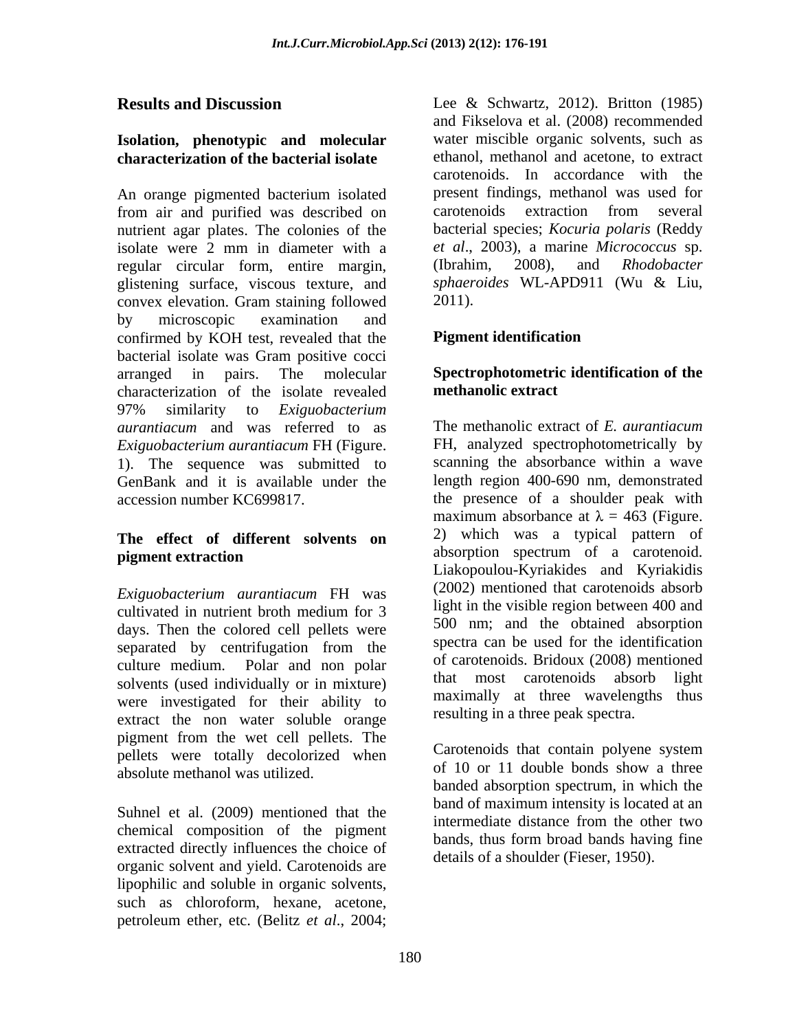## Results and Discussion

### Isolation, phenotypic and molecular characterization of the bacterial isolate

An orange pigmented bacterium isolated from air and purified was described on nutrient agar plates. The colonies of the isolate were 2 mm in diameter with a regular circular form, entire margin, glistening surface, viscous texture, and convex elevation. Gram staining followed by microscopic examination and confirmed by KOH test, revealed that the bacterial isolate was Gram positive cocci arranged in pairs. The molecular characterization of the isolate revealed 97% similarity to *Exiguobacterium aurantiacum* and was referred to as *Exiguobacterium aurantiacum* FH (Figure. 1). The sequence was submitted to GenBank and it is available under the accession number KC699817.

### The effect of different solvents on pigment extraction

*Exiguobacterium aurantiacum* FH was cultivated in nutrient broth medium for 3 days. Then the colored cell pellets were separated by centrifugation from the culture medium. Polar and non polar solvents (used individually or in mixture) were investigated for their ability to extract the non water soluble orange pigment from the wet cell pellets. The pellets were totally decolorized when absolute methanol was utilized.

Suhnel et al. (2009) mentioned that the chemical composition of the pigment extracted directly influences the choice of organic solvent and yield. Carotenoids are lipophilic and soluble in organic solvents, such as chloroform, hexane, acetone, petroleum ether, etc. (Belitz *et al*., 2004; Lee & Schwartz, 2012). Britton (1985) and Fikselova et al. (2008) recommended water miscible organic solvents, such as ethanol, methanol and acetone, to extract carotenoids. In accordance with the present findings, methanol was used for carotenoids extraction from several bacterial species; *Kocuria polaris* (Reddy *et al*., 2003), a marine *Micrococcus* sp. (Ibrahim, 2008), and *Rhodobacter sphaeroides* WL-APD911 (Wu & Liu, 2011).

### Pigment identification

#### Spectrophotometric identification of the methanolic extract

The methanolic extract of *E. aurantiacum* FH, analyzed spectrophotometrically by scanning the absorbance within a wave length region 400-690 nm, demonstrated the presence of a shoulder peak with maximum absorbance at $\lambda$ = 463 (Figure. 2) which was a typical pattern of absorption spectrum of a carotenoid. Liakopoulou-Kyriakides and Kyriakidis (2002) mentioned that carotenoids absorb light in the visible region between 400 and 500 nm; and the obtained absorption spectra can be used for the identification of carotenoids. Bridoux (2008) mentioned that most carotenoids absorb light maximally at three wavelengths thus resulting in a three peak spectra.

Carotenoids that contain polyene system of 10 or 11 double bonds show a three banded absorption spectrum, in which the band of maximum intensity is located at an intermediate distance from the other two bands, thus form broad bands having fine details of a shoulder (Fieser, 1950).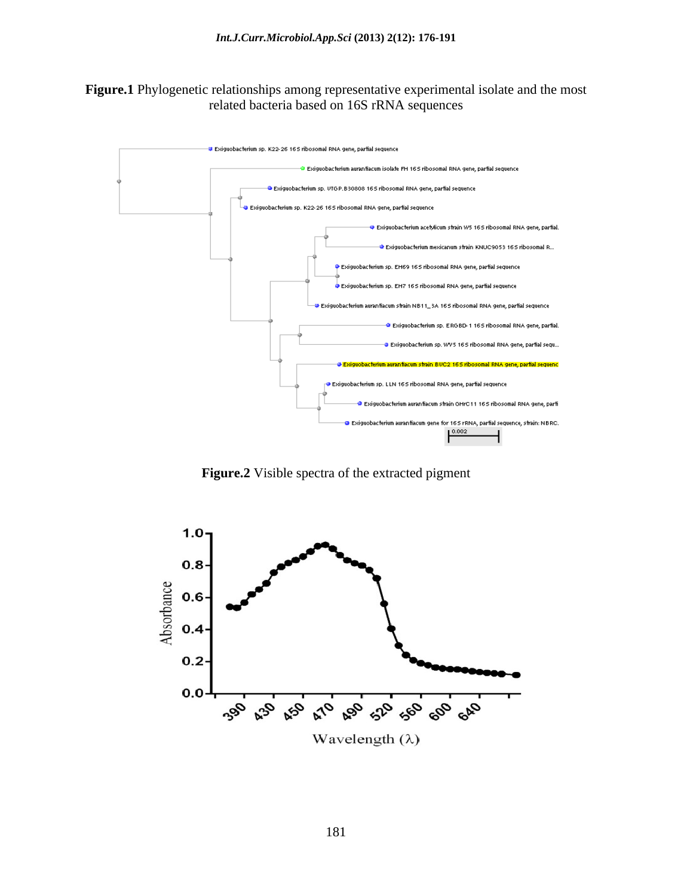**Figure.1** Phylogenetic relationships among representative experimental isolate and the most related bacteria based on 16S rRNA sequences

**Figure.2** Visible spectra of the extracted pigment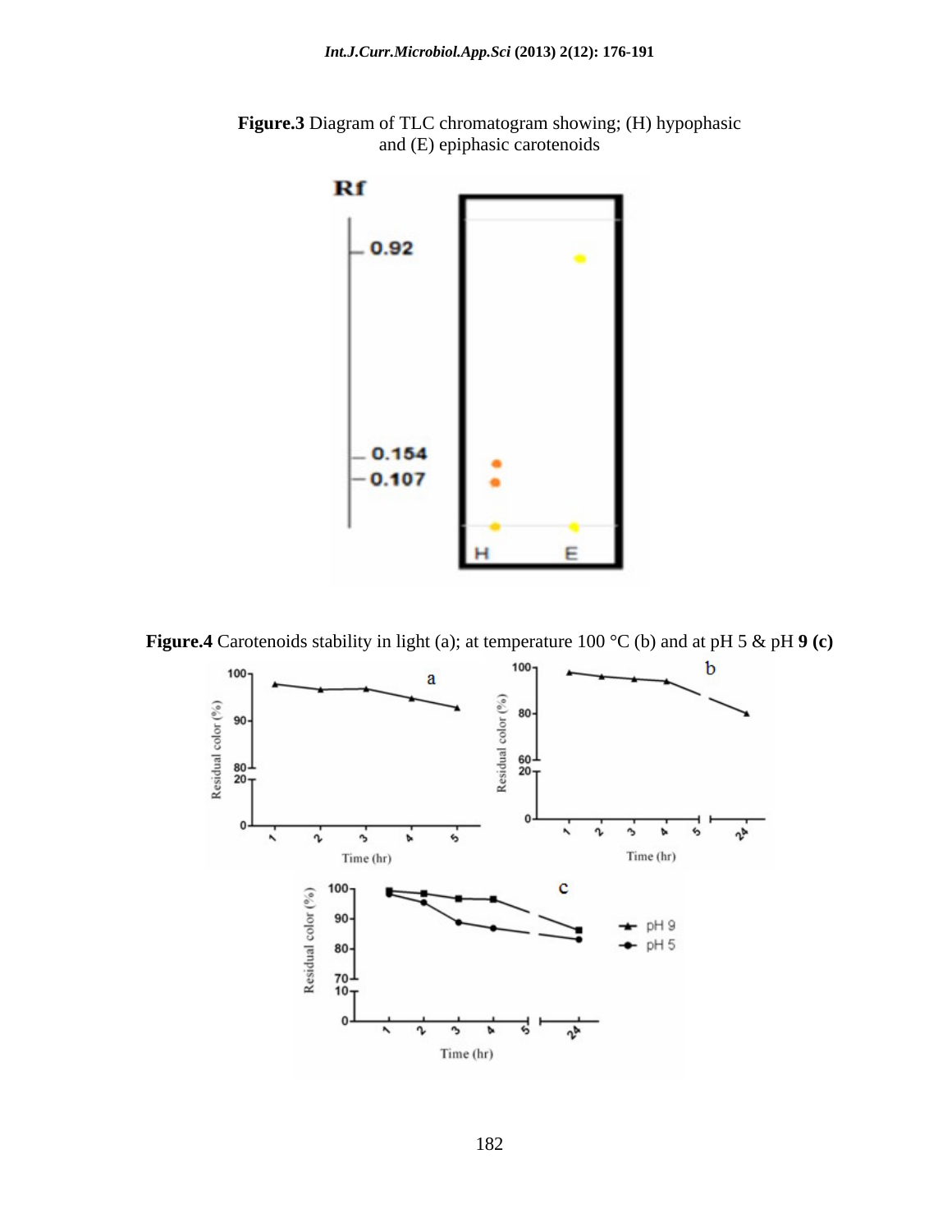**Figure.3** Diagram of TLC chromatogram showing; (H) hypophasic and (E) epiphasic carotenoids

**Figure.4** Carotenoids stability in light (a); at temperature 100 °C (b) and at pH 5 & pH **9 (c)**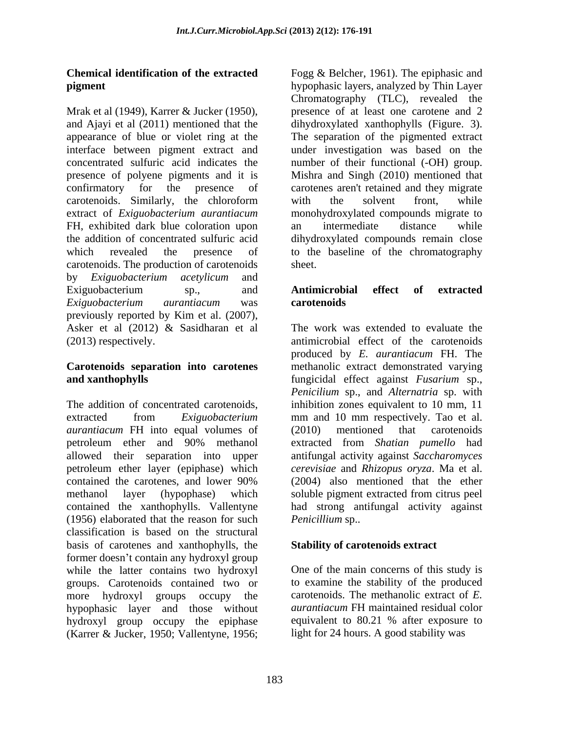### Chemical identification of the extracted pigment

Mrak et al (1949), Karrer & Jucker (1950), and Ajayi et al (2011) mentioned that the appearance of blue or violet ring at the interface between pigment extract and concentrated sulfuric acid indicates the presence of polyene pigments and it is confirmatory for the presence of carotenoids. Similarly, the chloroform extract of *Exiguobacterium aurantiacum* FH, exhibited dark blue coloration upon the addition of concentrated sulfuric acid which revealed the presence of carotenoids. The production of carotenoids by *Exiguobacterium acetylicum* and Exiguobacterium sp., and *Exiguobacterium aurantiacum* was previously reported by Kim et al. (2007), Asker et al (2012) & Sasidharan et al (2013) respectively.

### Carotenoids separation into carotenes and xanthophylls

The addition of concentrated carotenoids, extracted from *Exiguobacterium aurantiacum* FH into equal volumes of petroleum ether and 90% methanol allowed their separation into upper petroleum ether layer (epiphase) which contained the carotenes, and lower 90% methanol layer (hypophase) which contained the xanthophylls. Vallentyne (1956) elaborated that the reason for such classification is based on the structural basis of carotenes and xanthophylls, the former doesn't contain any hydroxyl group while the latter contains two hydroxyl groups. Carotenoids contained two or more hydroxyl groups occupy the hypophasic layer and those without hydroxyl group occupy the epiphase (Karrer & Jucker, 1950; Vallentyne, 1956; Fogg & Belcher, 1961). The epiphasic and hypophasic layers, analyzed by Thin Layer Chromatography (TLC), revealed the presence of at least one carotene and 2 dihydroxylated xanthophylls (Figure. 3). The separation of the pigmented extract under investigation was based on the number of their functional (-OH) group. Mishra and Singh (2010) mentioned that carotenes aren't retained and they migrate with the solvent front, while monohydroxylated compounds migrate to an intermediate distance while dihydroxylated compounds remain close to the baseline of the chromatography sheet.

### Antimicrobial effect of extracted carotenoids

The work was extended to evaluate the antimicrobial effect of the carotenoids produced by *E. aurantiacum* FH. The methanolic extract demonstrated varying fungicidal effect against *Fusarium* sp., *Penicilium* sp., and *Alternatria* sp. with inhibition zones equivalent to 10 mm, 11 mm and 10 mm respectively. Tao et al. (2010) mentioned that carotenoids extracted from *Shatian pumello* had antifungal activity against *Saccharomyces cerevisiae* and *Rhizopus oryza*. Ma et al. (2004) also mentioned that the ether soluble pigment extracted from citrus peel had strong antifungal activity against *Penicillium* sp..

### Stability of carotenoids extract

One of the main concerns of this study is to examine the stability of the produced carotenoids. The methanolic extract of *E. aurantiacum* FH maintained residual color equivalent to 80.21 % after exposure to light for 24 hours. A good stability was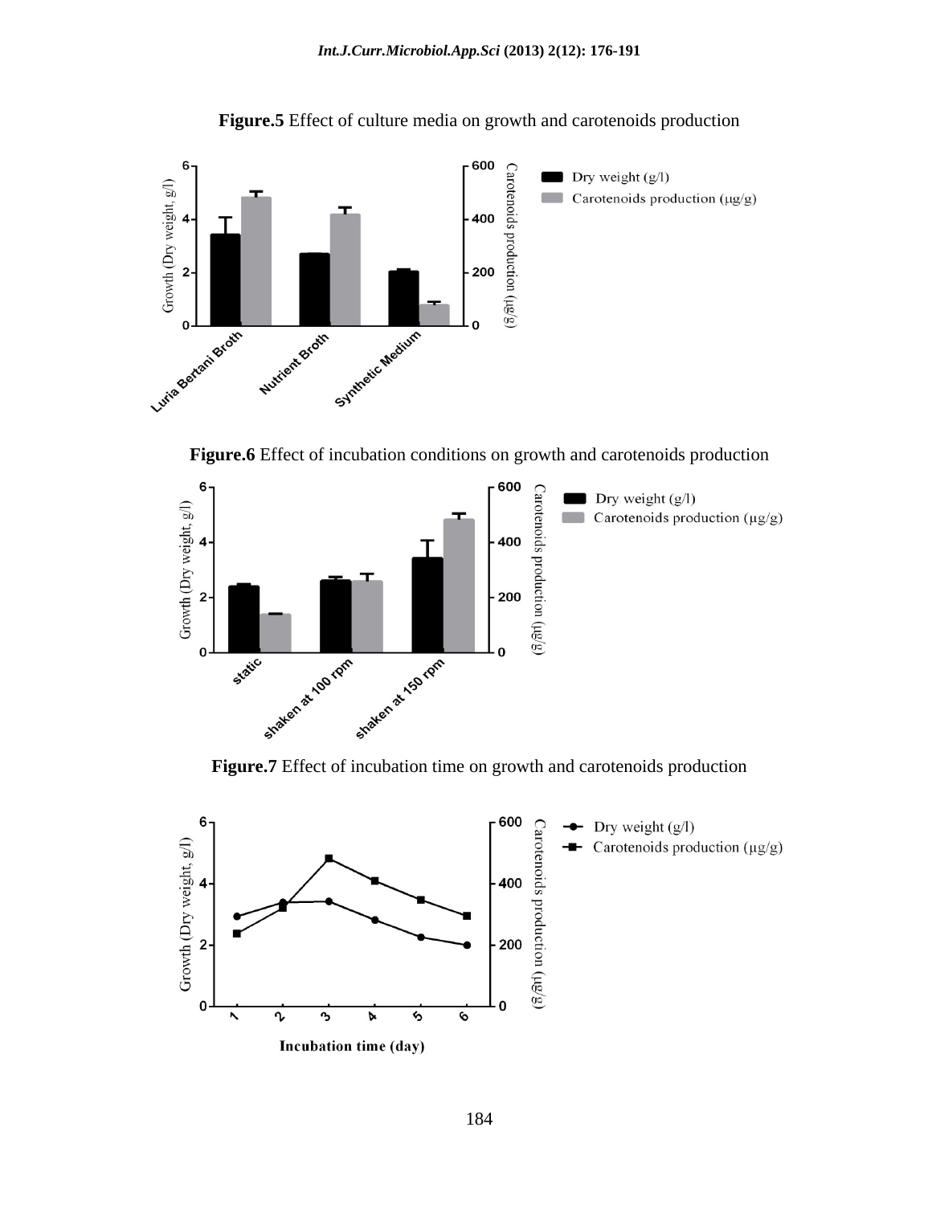**Figure.5** Effect of culture media on growth and carotenoids production

**Figure.6** Effect of incubation conditions on growth and carotenoids production

**Figure.7** Effect of incubation time on growth and carotenoids production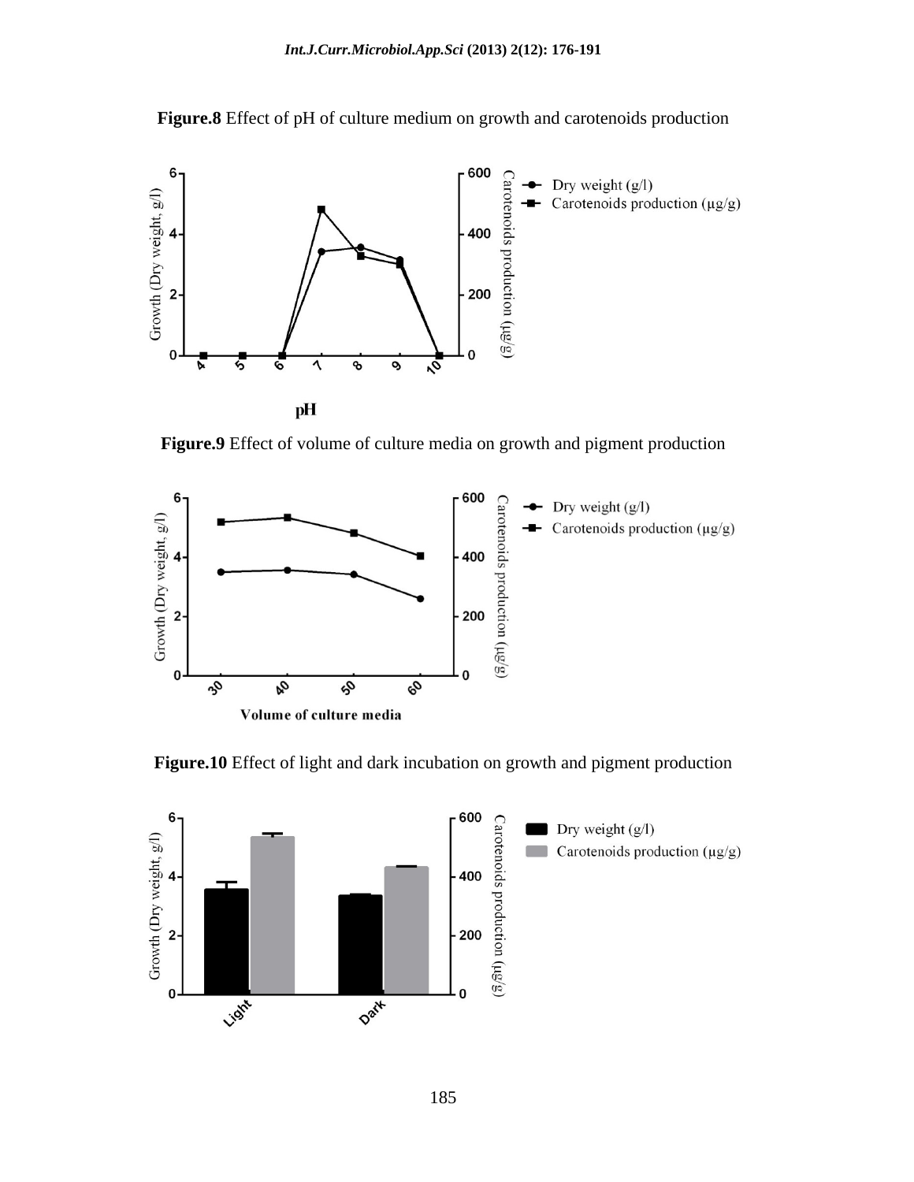**Figure.8** Effect of pH of culture medium on growth and carotenoids production

**Figure.9** Effect of volume of culture media on growth and pigment production

**Figure.10** Effect of light and dark incubation on growth and pigment production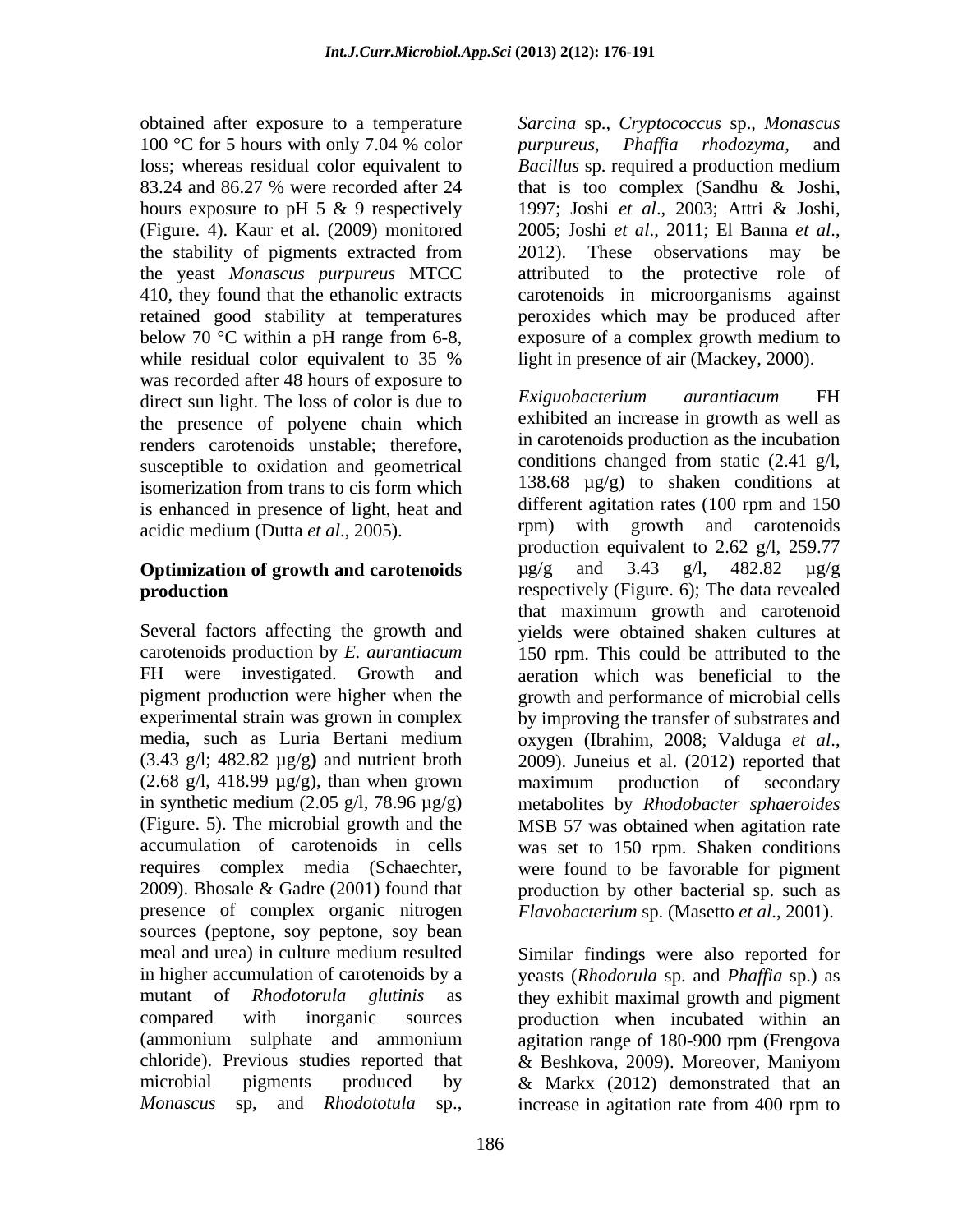obtained after exposure to a temperature 100 °C for 5 hours with only 7.04 % color loss; whereas residual color equivalent to 83.24 and 86.27 % were recorded after 24 hours exposure to pH 5 & 9 respectively (Figure. 4). Kaur et al. (2009) monitored the stability of pigments extracted from the yeast *Monascus purpureus* MTCC 410, they found that the ethanolic extracts retained good stability at temperatures below 70 °C within a pH range from 6-8, while residual color equivalent to 35 % was recorded after 48 hours of exposure to direct sun light. The loss of color is due to the presence of polyene chain which renders carotenoids unstable; therefore, susceptible to oxidation and geometrical isomerization from trans to cis form which is enhanced in presence of light, heat and acidic medium (Dutta *et al*., 2005).

## Optimization of growth and carotenoids production

Several factors affecting the growth and carotenoids production by *E. aurantiacum* FH were investigated. Growth and pigment production were higher when the experimental strain was grown in complex media, such as Luria Bertani medium (3.43 g/l; 482.82 µg/g**)** and nutrient broth (2.68 g/l, 418.99 µg/g), than when grown in synthetic medium (2.05 g/l, 78.96 µg/g) (Figure. 5). The microbial growth and the accumulation of carotenoids in cells requires complex media (Schaechter, 2009). Bhosale & Gadre (2001) found that presence of complex organic nitrogen sources (peptone, soy peptone, soy bean meal and urea) in culture medium resulted in higher accumulation of carotenoids by a mutant of *Rhodotorula glutinis* as compared with inorganic sources (ammonium sulphate and ammonium chloride). Previous studies reported that microbial pigments produced by *Monascus* sp, and *Rhodototula* sp., *Sarcina* sp., *Cryptococcus* sp., *Monascus purpureus*, *Phaffia rhodozyma*, and *Bacillus* sp. required a production medium that is too complex (Sandhu & Joshi, 1997; Joshi *et al*., 2003; Attri & Joshi, 2005; Joshi *et al*., 2011; El Banna *et al*., 2012). These observations may be attributed to the protective role of carotenoids in microorganisms against peroxides which may be produced after exposure of a complex growth medium to light in presence of air (Mackey, 2000).

*Exiguobacterium aurantiacum* FH exhibited an increase in growth as well as in carotenoids production as the incubation conditions changed from static (2.41 g/l, 138.68 µg/g) to shaken conditions at different agitation rates (100 rpm and 150 rpm) with growth and carotenoids production equivalent to 2.62 g/l, 259.77 µg/g and 3.43 g/l, 482.82 µg/g respectively (Figure. 6); The data revealed that maximum growth and carotenoid yields were obtained shaken cultures at 150 rpm. This could be attributed to the aeration which was beneficial to the growth and performance of microbial cells by improving the transfer of substrates and oxygen (Ibrahim, 2008; Valduga *et al*., 2009). Juneius et al. (2012) reported that maximum production of secondary metabolites by *Rhodobacter sphaeroides* MSB 57 was obtained when agitation rate was set to 150 rpm. Shaken conditions were found to be favorable for pigment production by other bacterial sp. such as *Flavobacterium* sp. (Masetto *et al*., 2001).

Similar findings were also reported for yeasts (*Rhodorula* sp. and *Phaffia* sp.) as they exhibit maximal growth and pigment production when incubated within an agitation range of 180-900 rpm (Frengova & Beshkova, 2009). Moreover, Maniyom & Markx (2012) demonstrated that an increase in agitation rate from 400 rpm to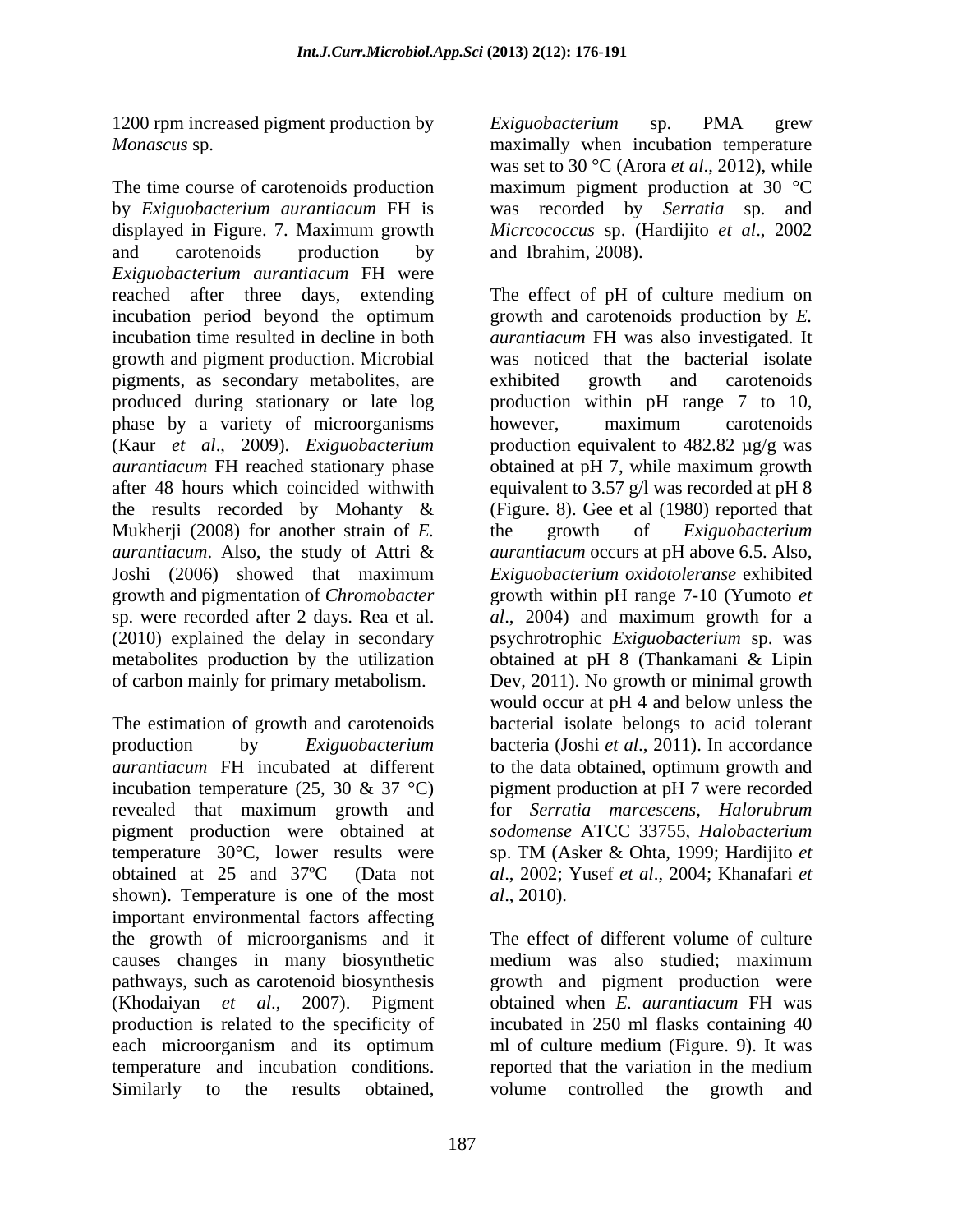1200 rpm increased pigment production by *Monascus* sp.

The time course of carotenoids production by *Exiguobacterium aurantiacum* FH is displayed in Figure. 7. Maximum growth and carotenoids production by *Exiguobacterium aurantiacum* FH were reached after three days, extending incubation period beyond the optimum incubation time resulted in decline in both growth and pigment production. Microbial pigments, as secondary metabolites, are produced during stationary or late log phase by a variety of microorganisms (Kaur *et al*., 2009). *Exiguobacterium aurantiacum* FH reached stationary phase after 48 hours which coincided withwith the results recorded by Mohanty & Mukherji (2008) for another strain of *E. aurantiacum*. Also, the study of Attri & Joshi (2006) showed that maximum growth and pigmentation of *Chromobacter* sp. were recorded after 2 days. Rea et al. (2010) explained the delay in secondary metabolites production by the utilization of carbon mainly for primary metabolism.

The estimation of growth and carotenoids production by *Exiguobacterium aurantiacum* FH incubated at different incubation temperature (25, 30 & 37 °C) revealed that maximum growth and pigment production were obtained at temperature 30°C, lower results were obtained at 25 and 37ºC (Data not shown). Temperature is one of the most important environmental factors affecting the growth of microorganisms and it causes changes in many biosynthetic pathways, such as carotenoid biosynthesis (Khodaiyan *et al*., 2007). Pigment production is related to the specificity of each microorganism and its optimum temperature and incubation conditions. Similarly to the results obtained, *Exiguobacterium* sp. PMA grew maximally when incubation temperature was set to 30 °C (Arora *et al*., 2012), while maximum pigment production at 30 °C was recorded by *Serratia* sp. and *Micrcococcus* sp. (Hardijito *et al*., 2002 and Ibrahim, 2008).

The effect of pH of culture medium on growth and carotenoids production by *E. aurantiacum* FH was also investigated. It was noticed that the bacterial isolate exhibited growth and carotenoids production within pH range 7 to 10, however, maximum carotenoids production equivalent to 482.82 µg/g was obtained at pH 7, while maximum growth equivalent to 3.57 g/l was recorded at pH 8 (Figure. 8). Gee et al (1980) reported that the growth of *Exiguobacterium aurantiacum* occurs at pH above 6.5. Also, *Exiguobacterium oxidotoleranse* exhibited growth within pH range 7-10 (Yumoto *et al*., 2004) and maximum growth for a psychrotrophic *Exiguobacterium* sp. was obtained at pH 8 (Thankamani & Lipin Dev, 2011). No growth or minimal growth would occur at pH 4 and below unless the bacterial isolate belongs to acid tolerant bacteria (Joshi *et al*., 2011). In accordance to the data obtained, optimum growth and pigment production at pH 7 were recorded for *Serratia marcescens*, *Halorubrum sodomense* ATCC 33755, *Halobacterium* sp. TM (Asker & Ohta, 1999; Hardijito *et al*., 2002; Yusef *et al*., 2004; Khanafari *et al*., 2010).

The effect of different volume of culture medium was also studied; maximum growth and pigment production were obtained when *E. aurantiacum* FH was incubated in 250 ml flasks containing 40 ml of culture medium (Figure. 9). It was reported that the variation in the medium volume controlled the growth and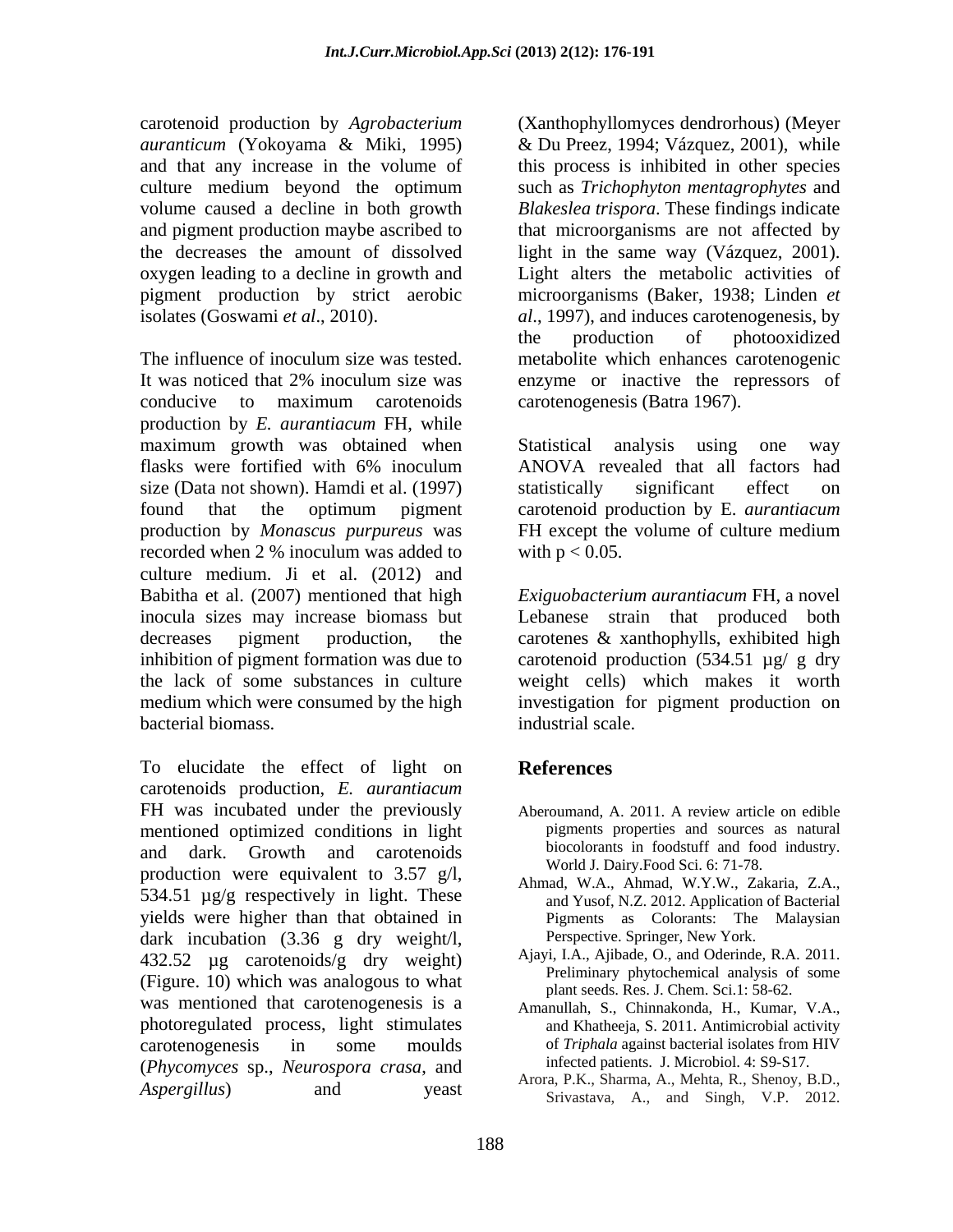carotenoid production by *Agrobacterium auranticum* (Yokoyama & Miki, 1995) and that any increase in the volume of culture medium beyond the optimum volume caused a decline in both growth and pigment production maybe ascribed to the decreases the amount of dissolved oxygen leading to a decline in growth and pigment production by strict aerobic isolates (Goswami *et al*., 2010).

The influence of inoculum size was tested. It was noticed that 2% inoculum size was conducive to maximum carotenoids production by *E. aurantiacum* FH, while maximum growth was obtained when flasks were fortified with 6% inoculum size (Data not shown). Hamdi et al. (1997) found that the optimum pigment production by *Monascus purpureus* was recorded when 2 % inoculum was added to culture medium. Ji et al. (2012) and Babitha et al. (2007) mentioned that high inocula sizes may increase biomass but decreases pigment production, the inhibition of pigment formation was due to the lack of some substances in culture medium which were consumed by the high bacterial biomass.

To elucidate the effect of light on carotenoids production, *E. aurantiacum* FH was incubated under the previously mentioned optimized conditions in light and dark. Growth and carotenoids production were equivalent to 3.57 g/l, 534.51 µg/g respectively in light. These yields were higher than that obtained in dark incubation (3.36 g dry weight/l, 432.52 µg carotenoids/g dry weight) (Figure. 10) which was analogous to what was mentioned that carotenogenesis is a photoregulated process, light stimulates carotenogenesis in some moulds (*Phycomyces* sp., *Neurospora crasa*, and *Aspergillus*) and yeast (Xanthophyllomyces dendrorhous) (Meyer & Du Preez, 1994; Vázquez, 2001), while this process is inhibited in other species such as *Trichophyton mentagrophytes* and *Blakeslea trispora*. These findings indicate that microorganisms are not affected by light in the same way (Vázquez, 2001). Light alters the metabolic activities of microorganisms (Baker, 1938; Linden *et al*., 1997), and induces carotenogenesis, by the production of photooxidized metabolite which enhances carotenogenic enzyme or inactive the repressors of carotenogenesis (Batra 1967).

Statistical analysis using one way ANOVA revealed that all factors had statistically significant effect on carotenoid production by E. *aurantiacum* FH except the volume of culture medium with $p < 0.05$.

*Exiguobacterium aurantiacum* FH, a novel Lebanese strain that produced both carotenes & xanthophylls, exhibited high carotenoid production (534.51 µg/ g dry weight cells) which makes it worth investigation for pigment production on industrial scale.

## References

Aberoumand, A. 2011. A review article on edible pigments properties and sources as natural biocolorants in foodstuff and food industry. World J. Dairy.Food Sci. 6: 71-78.

Ahmad, W.A., Ahmad, W.Y.W., Zakaria, Z.A., and Yusof, N.Z. 2012. Application of Bacterial Pigments as Colorants: The Malaysian Perspective. Springer, New York.

Ajayi, I.A., Ajibade, O., and Oderinde, R.A. 2011. Preliminary phytochemical analysis of some plant seeds. Res. J. Chem. Sci.1: 58-62.

Amanullah, S., Chinnakonda, H., Kumar, V.A., and Khatheeja, S. 2011. Antimicrobial activity of *Triphala* against bacterial isolates from HIV infected patients. J. Microbiol. 4: S9-S17.

Arora, P.K., Sharma, A., Mehta, R., Shenoy, B.D., Srivastava, A., and Singh, V.P. 2012.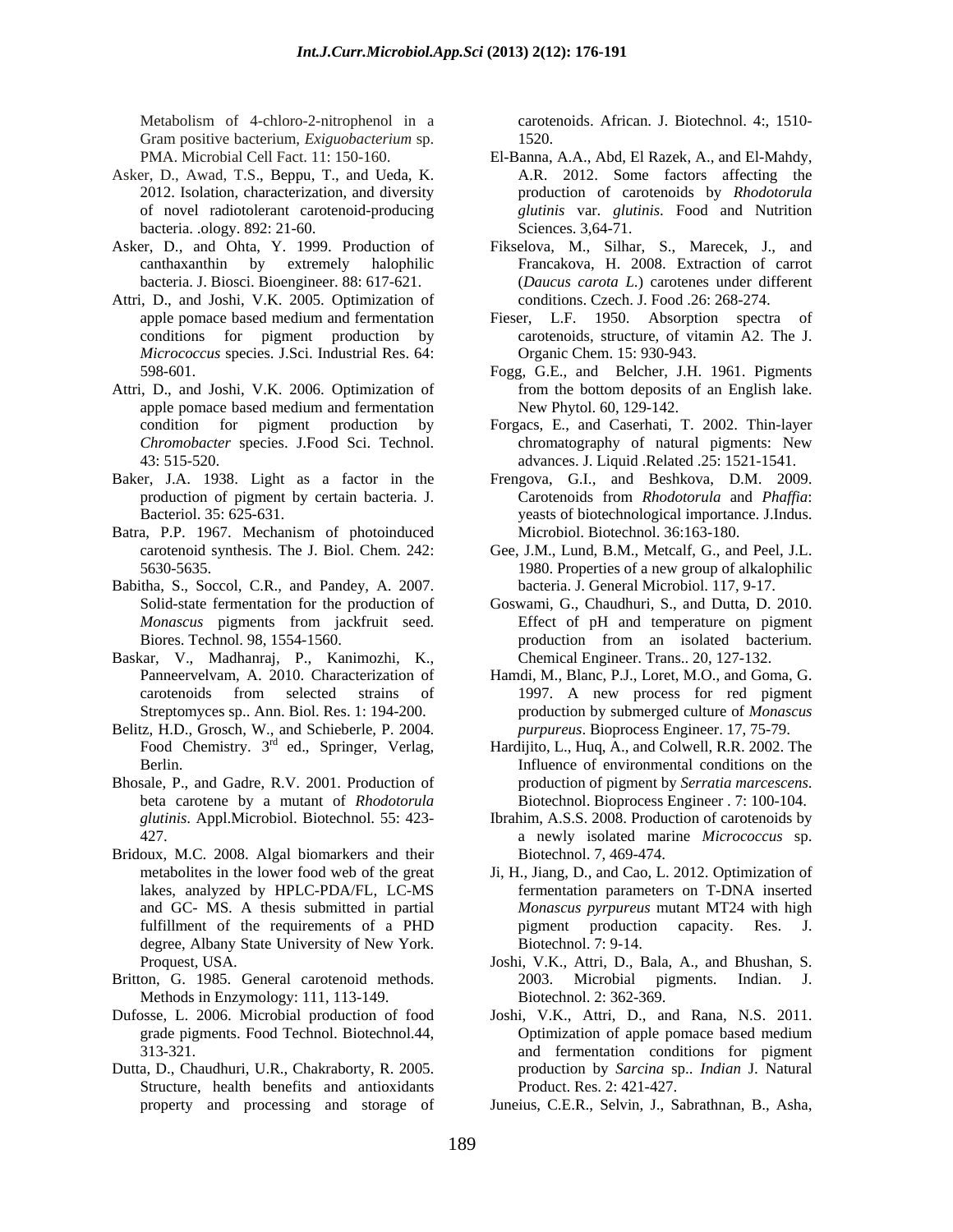Metabolism of 4-chloro-2-nitrophenol in a Gram positive bacterium, *Exiguobacterium* sp. PMA. Microbial Cell Fact. 11: 150-160.

Asker, D., Awad, T.S., Beppu, T., and Ueda, K. 2012. Isolation, characterization, and diversity of novel radiotolerant carotenoid-producing bacteria. .ology. 892: 21-60.

Asker, D., and Ohta, Y. 1999. Production of canthaxanthin by extremely halophilic bacteria. J. Biosci. Bioengineer. 88: 617-621.

Attri, D., and Joshi, V.K. 2005. Optimization of apple pomace based medium and fermentation conditions for pigment production by *Micrococcus* species. J.Sci. Industrial Res. 64: 598-601.

Attri, D., and Joshi, V.K. 2006. Optimization of apple pomace based medium and fermentation condition for pigment production by *Chromobacter* species. J.Food Sci. Technol. 43: 515-520.

Baker, J.A. 1938. Light as a factor in the production of pigment by certain bacteria. J. Bacteriol. 35: 625-631.

Batra, P.P. 1967. Mechanism of photoinduced carotenoid synthesis. The J. Biol. Chem. 242: 5630-5635.

Babitha, S., Soccol, C.R., and Pandey, A. 2007. Solid-state fermentation for the production of *Monascus* pigments from jackfruit seed. Biores. Technol. 98, 1554-1560.

Baskar, V., Madhanraj, P., Kanimozhi, K., Panneervelvam, A. 2010. Characterization of carotenoids from selected strains of Streptomyces sp.. Ann. Biol. Res. 1: 194-200.

Belitz, H.D., Grosch, W., and Schieberle, P. 2004. Food Chemistry. 3rd ed., Springer, Verlag, Berlin.

Bhosale, P., and Gadre, R.V. 2001. Production of beta carotene by a mutant of *Rhodotorula glutinis*. Appl.Microbiol. Biotechnol. 55: 423-427.

Bridoux, M.C. 2008. Algal biomarkers and their metabolites in the lower food web of the great lakes, analyzed by HPLC-PDA/FL, LC-MS and GC- MS. A thesis submitted in partial fulfillment of the requirements of a PHD degree, Albany State University of New York. Proquest, USA.

Britton, G. 1985. General carotenoid methods. Methods in Enzymology: 111, 113-149.

Dufosse, L. 2006. Microbial production of food grade pigments. Food Technol. Biotechnol.44, 313-321.

Dutta, D., Chaudhuri, U.R., Chakraborty, R. 2005. Structure, health benefits and antioxidants property and processing and storage of carotenoids. African. J. Biotechnol. 4:, 1510-1520.

El-Banna, A.A., Abd, El Razek, A., and El-Mahdy, A.R. 2012. Some factors affecting the production of carotenoids by *Rhodotorula glutinis* var. *glutinis*. Food and Nutrition Sciences. 3,64-71.

Fikselova, M., Silhar, S., Marecek, J., and Francakova, H. 2008. Extraction of carrot (*Daucus carota L.*) carotenes under different conditions. Czech. J. Food .26: 268-274.

Fieser, L.F. 1950. Absorption spectra of carotenoids, structure, of vitamin A2. The J. Organic Chem. 15: 930-943.

Fogg, G.E., and Belcher, J.H. 1961. Pigments from the bottom deposits of an English lake. New Phytol. 60, 129-142.

Forgacs, E., and Caserhati, T. 2002. Thin-layer chromatography of natural pigments: New advances. J. Liquid .Related .25: 1521-1541.

Frengova, G.I., and Beshkova, D.M. 2009. Carotenoids from *Rhodotorula* and *Phaffia*: yeasts of biotechnological importance. J.Indus. Microbiol. Biotechnol. 36:163-180.

Gee, J.M., Lund, B.M., Metcalf, G., and Peel, J.L. 1980. Properties of a new group of alkalophilic bacteria. J. General Microbiol. 117, 9-17.

Goswami, G., Chaudhuri, S., and Dutta, D. 2010. Effect of pH and temperature on pigment production from an isolated bacterium. Chemical Engineer. Trans.. 20, 127-132.

Hamdi, M., Blanc, P.J., Loret, M.O., and Goma, G. 1997. A new process for red pigment production by submerged culture of *Monascus purpureus*. Bioprocess Engineer. 17, 75-79.

Hardijito, L., Huq, A., and Colwell, R.R. 2002. The Influence of environmental conditions on the production of pigment by *Serratia marcescens*. Biotechnol. Bioprocess Engineer . 7: 100-104.

Ibrahim, A.S.S. 2008. Production of carotenoids by a newly isolated marine *Micrococcus* sp. Biotechnol. 7, 469-474.

Ji, H., Jiang, D., and Cao, L. 2012. Optimization of fermentation parameters on T-DNA inserted *Monascus pyrpureus* mutant MT24 with high pigment production capacity. Res. J. Biotechnol. 7: 9-14.

Joshi, V.K., Attri, D., Bala, A., and Bhushan, S. 2003. Microbial pigments. Indian. J. Biotechnol. 2: 362-369.

Joshi, V.K., Attri, D., and Rana, N.S. 2011. Optimization of apple pomace based medium and fermentation conditions for pigment production by *Sarcina* sp.. *Indian* J. Natural Product. Res. 2: 421-427.

Juneius, C.E.R., Selvin, J., Sabrathnan, B., Asha,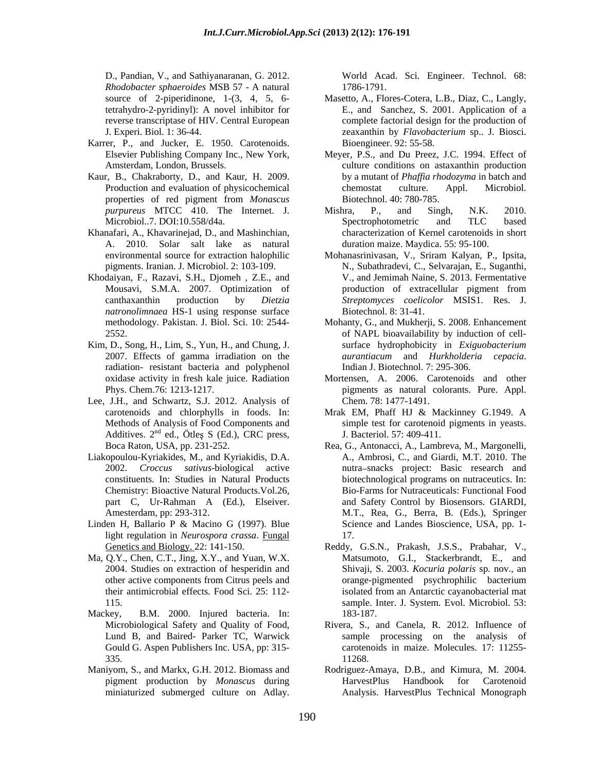D., Pandian, V., and Sathiyanaranan, G. 2012. *Rhodobacter sphaeroides* MSB 57 - A natural source of 2-piperidinone, 1-(3, 4, 5, 6-tetrahydro-2-pyridinyl): A novel inhibitor for reverse transcriptase of HIV. Central European J. Experi. Biol. 1: 36-44.

Karrer, P., and Jucker, E. 1950. Carotenoids. Elsevier Publishing Company Inc., New York, Amsterdam, London, Brussels.

Kaur, B., Chakraborty, D., and Kaur, H. 2009. Production and evaluation of physicochemical properties of red pigment from *Monascus purpureus* MTCC 410. The Internet. J. Microbiol..7. DOI:10.558/d4a.

Khanafari, A., Khavarinejad, D., and Mashinchian, A. 2010. Solar salt lake as natural environmental source for extraction halophilic pigments. Iranian. J. Microbiol. 2: 103-109.

Khodaiyan, F., Razavi, S.H., Djomeh , Z.E., and Mousavi, S.M.A. 2007. Optimization of canthaxanthin production by *Dietzia natronolimnaea* HS-1 using response surface methodology. Pakistan. J. Biol. Sci. 10: 2544-2552.

Kim, D., Song, H., Lim, S., Yun, H., and Chung, J. 2007. Effects of gamma irradiation on the radiation- resistant bacteria and polyphenol oxidase activity in fresh kale juice. Radiation Phys. Chem.76: 1213-1217.

Lee, J.H., and Schwartz, S.J. 2012. Analysis of carotenoids and chlorphylls in foods. In: Methods of Analysis of Food Components and Additives. 2nd ed., Ötleş S (Ed.), CRC press, Boca Raton, USA, pp. 231-252.

Liakopoulou-Kyriakides, M., and Kyriakidis, D.A. 2002. *Croccus sativus*-biological active constituents. In: Studies in Natural Products Chemistry: Bioactive Natural Products.Vol.26, part C, Ur-Rahman A (Ed.), Elseiver. Amesterdam, pp: 293-312.

Linden H, Ballario P & Macino G (1997). Blue light regulation in *Neurospora crassa*. Fungal Genetics and Biology. 22: 141-150.

Ma, Q.Y., Chen, C.T., Jing, X.Y., and Yuan, W.X. 2004. Studies on extraction of hesperidin and other active components from Citrus peels and their antimicrobial effects. Food Sci. 25: 112-115.

Mackey, B.M. 2000. Injured bacteria. In: Microbiological Safety and Quality of Food, Lund B, and Baired- Parker TC, Warwick Gould G. Aspen Publishers Inc. USA, pp: 315-335.

Maniyom, S., and Markx, G.H. 2012. Biomass and pigment production by *Monascus* during miniaturized submerged culture on Adlay. World Acad. Sci. Engineer. Technol. 68: 1786-1791.

Masetto, A., Flores-Cotera, L.B., Diaz, C., Langly, E., and Sanchez, S. 2001. Application of a complete factorial design for the production of zeaxanthin by *Flavobacterium* sp.. J. Biosci. Bioengineer. 92: 55-58.

Meyer, P.S., and Du Preez, J.C. 1994. Effect of culture conditions on astaxanthin production by a mutant of *Phaffia rhodozyma* in batch and chemostat culture. Appl. Microbiol. Biotechnol. 40: 780-785.

Mishra, P., and Singh, N.K. 2010. Spectrophotometric and TLC based characterization of Kernel carotenoids in short duration maize. Maydica. 55: 95-100.

Mohanasrinivasan, V., Sriram Kalyan, P., Ipsita, N., Subathradevi, C., Selvarajan, E., Suganthi, V., and Jemimah Naine, S. 2013. Fermentative production of extracellular pigment from *Streptomyces coelicolor* MSIS1. Res. J. Biotechnol. 8: 31-41.

Mohanty, G., and Mukherji, S. 2008. Enhancement of NAPL bioavailability by induction of cell-surface hydrophobicity in *Exiguobacterium aurantiacum* and *Hurkholderia cepacia*. Indian J. Biotechnol. 7: 295-306.

Mortensen, A. 2006. Carotenoids and other pigments as natural colorants. Pure. Appl. Chem. 78: 1477-1491.

Mrak EM, Phaff HJ & Mackinney G.1949. A simple test for carotenoid pigments in yeasts. J. Bacteriol. 57: 409-411.

Rea, G., Antonacci, A., Lambreva, M., Margonelli, A., Ambrosi, C., and Giardi, M.T. 2010. The nutra–snacks project: Basic research and biotechnological programs on nutraceutics. In: Bio-Farms for Nutraceuticals: Functional Food and Safety Control by Biosensors. GIARDI, M.T., Rea, G., Berra, B. (Eds.), Springer Science and Landes Bioscience, USA, pp. 1-17.

Reddy, G.S.N., Prakash, J.S.S., Prabahar, V., Matsumoto, G.I., Stackerbrandt, E., and Shivaji, S. 2003. *Kocuria polaris* sp. nov., an orange-pigmented psychrophilic bacterium isolated from an Antarctic cayanobacterial mat sample. Inter. J. System. Evol. Microbiol. 53: 183-187.

Rivera, S., and Canela, R. 2012. Influence of sample processing on the analysis of carotenoids in maize. Molecules. 17: 11255-11268.

Rodriguez-Amaya, D.B., and Kimura, M. 2004. HarvestPlus Handbook for Carotenoid Analysis. HarvestPlus Technical Monograph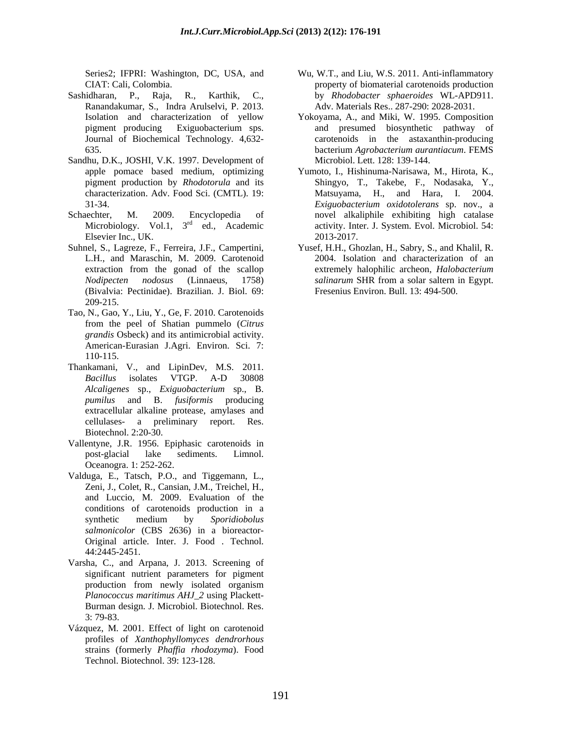Series2; IFPRI: Washington, DC, USA, and CIAT: Cali, Colombia.

Sashidharan, P., Raja, R., Karthik, C., Ranandakumar, S., Indra Arulselvi, P. 2013. Isolation and characterization of yellow pigment producing Exiguobacterium sps. Journal of Biochemical Technology. 4,632-635.

Sandhu, D.K., JOSHI, V.K. 1997. Development of apple pomace based medium, optimizing pigment production by *Rhodotorula* and its characterization. Adv. Food Sci. (CMTL). 19: 31-34.

Schaechter, M. 2009. Encyclopedia of Microbiology. Vol.1, 3[rd] ed., Academic Elsevier Inc., UK.

Suhnel, S., Lagreze, F., Ferreira, J.F., Campertini, L.H., and Maraschin, M. 2009. Carotenoid extraction from the gonad of the scallop *Nodipecten nodosus* (Linnaeus, 1758) (Bivalvia: Pectinidae). Brazilian. J. Biol. 69: 209-215.

Tao, N., Gao, Y., Liu, Y., Ge, F. 2010. Carotenoids from the peel of Shatian pummelo (*Citrus grandis* Osbeck) and its antimicrobial activity. American-Eurasian J.Agri. Environ. Sci. 7: 110-115.

Thankamani, V., and LipinDev, M.S. 2011. *Bacillus* isolates VTGP. A-D 30808 *Alcaligenes* sp., *Exiguobacterium* sp., B. *pumilus* and B. *fusiformis* producing extracellular alkaline protease, amylases and cellulases- a preliminary report. Res. Biotechnol. 2:20-30.

Vallentyne, J.R. 1956. Epiphasic carotenoids in post-glacial lake sediments. Limnol. Oceanogra. 1: 252-262.

Valduga, E., Tatsch, P.O., and Tiggemann, L., Zeni, J., Colet, R., Cansian, J.M., Treichel, H., and Luccio, M. 2009. Evaluation of the conditions of carotenoids production in a synthetic medium by *Sporidiobolus salmonicolor* (CBS 2636) in a bioreactor- Original article. Inter. J. Food . Technol. 44:2445-2451.

Varsha, C., and Arpana, J. 2013. Screening of significant nutrient parameters for pigment production from newly isolated organism *Planococcus maritimus AHJ_2* using Plackett-Burman design. J. Microbiol. Biotechnol. Res. 3: 79-83.

Vázquez, M. 2001. Effect of light on carotenoid profiles of *Xanthophyllomyces dendrorhous* strains (formerly *Phaffia rhodozyma*). Food Technol. Biotechnol. 39: 123-128.

Wu, W.T., and Liu, W.S. 2011. Anti-inflammatory property of biomaterial carotenoids production by *Rhodobacter sphaeroides* WL-APD911. Adv. Materials Res.. 287-290: 2028-2031.

Yokoyama, A., and Miki, W. 1995. Composition and presumed biosynthetic pathway of carotenoids in the astaxanthin-producing bacterium *Agrobacterium aurantiacum*. FEMS Microbiol. Lett. 128: 139-144.

Yumoto, I., Hishinuma-Narisawa, M., Hirota, K., Shingyo, T., Takebe, F., Nodasaka, Y., Matsuyama, H., and Hara, I. 2004. *Exiguobacterium oxidotolerans* sp. nov., a novel alkaliphile exhibiting high catalase activity. Inter. J. System. Evol. Microbiol. 54: 2013-2017.

Yusef, H.H., Ghozlan, H., Sabry, S., and Khalil, R. 2004. Isolation and characterization of an extremely halophilic archeon, *Halobacterium salinarum* SHR from a solar saltern in Egypt. Fresenius Environ. Bull. 13: 494-500.